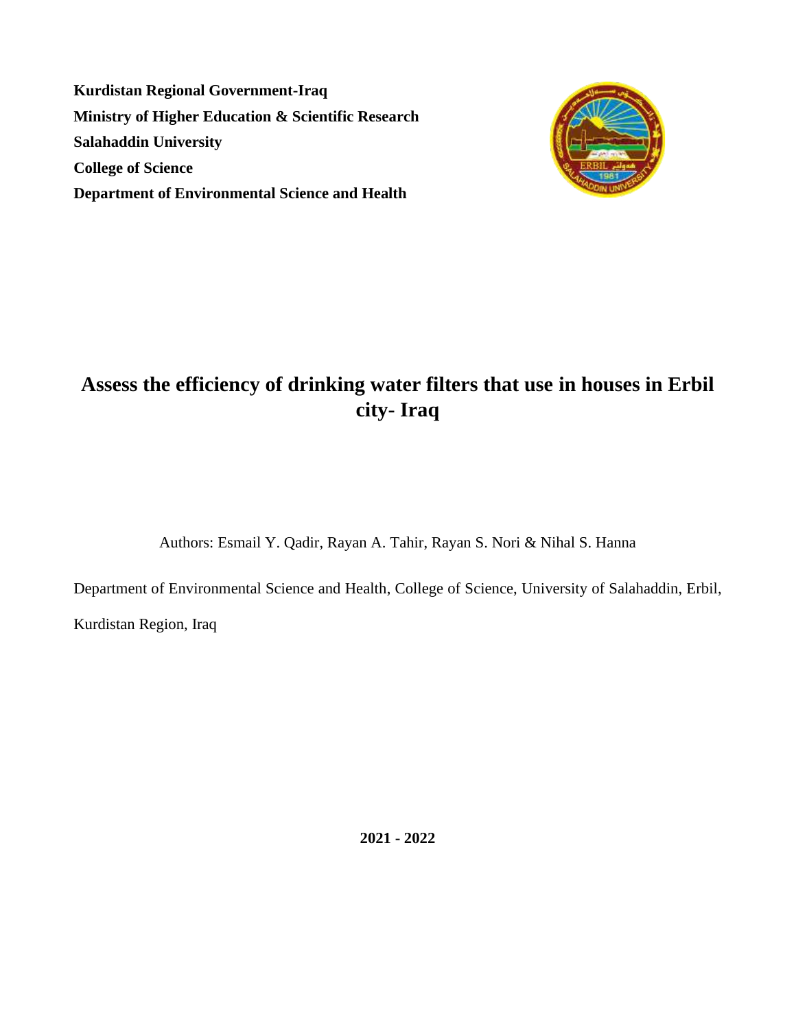**Kurdistan Regional Government-Iraq**
**Ministry of Higher Education & Scientific Research**
**Salahaddin University**
**College of Science**
**Department of Environmental Science and Health**

# Assess the efficiency of drinking water filters that use in houses in Erbil city- Iraq

Authors: Esmail Y. Qadir, Rayan A. Tahir, Rayan S. Nori & Nihal S. Hanna

Department of Environmental Science and Health, College of Science, University of Salahaddin, Erbil, Kurdistan Region, Iraq

**2021 - 2022**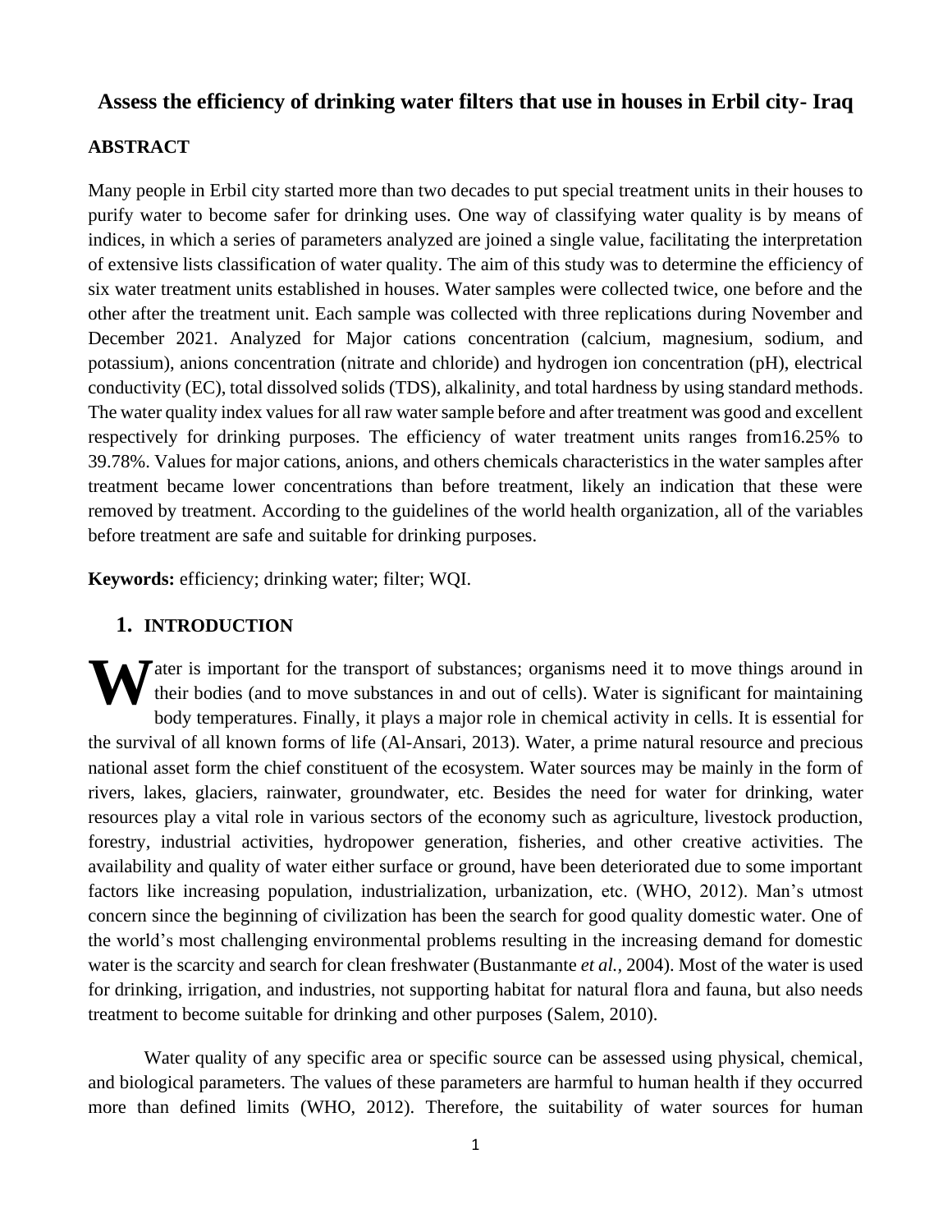# Assess the efficiency of drinking water filters that use in houses in Erbil city- Iraq

## ABSTRACT

Many people in Erbil city started more than two decades to put special treatment units in their houses to purify water to become safer for drinking uses. One way of classifying water quality is by means of indices, in which a series of parameters analyzed are joined a single value, facilitating the interpretation of extensive lists classification of water quality. The aim of this study was to determine the efficiency of six water treatment units established in houses. Water samples were collected twice, one before and the other after the treatment unit. Each sample was collected with three replications during November and December 2021. Analyzed for Major cations concentration (calcium, magnesium, sodium, and potassium), anions concentration (nitrate and chloride) and hydrogen ion concentration (pH), electrical conductivity (EC), total dissolved solids (TDS), alkalinity, and total hardness by using standard methods. The water quality index values for all raw water sample before and after treatment was good and excellent respectively for drinking purposes. The efficiency of water treatment units ranges from16.25% to 39.78%. Values for major cations, anions, and others chemicals characteristics in the water samples after treatment became lower concentrations than before treatment, likely an indication that these were removed by treatment. According to the guidelines of the world health organization, all of the variables before treatment are safe and suitable for drinking purposes.

**Keywords:** efficiency; drinking water; filter; WQI.

## 1. INTRODUCTION

Water is important for the transport of substances; organisms need it to move things around in their bodies (and to move substances in and out of cells). Water is significant for maintaining body temperatures. Finally, it plays a major role in chemical activity in cells. It is essential for the survival of all known forms of life (Al-Ansari, 2013). Water, a prime natural resource and precious national asset form the chief constituent of the ecosystem. Water sources may be mainly in the form of rivers, lakes, glaciers, rainwater, groundwater, etc. Besides the need for water for drinking, water resources play a vital role in various sectors of the economy such as agriculture, livestock production, forestry, industrial activities, hydropower generation, fisheries, and other creative activities. The availability and quality of water either surface or ground, have been deteriorated due to some important factors like increasing population, industrialization, urbanization, etc. (WHO, 2012). Man's utmost concern since the beginning of civilization has been the search for good quality domestic water. One of the world's most challenging environmental problems resulting in the increasing demand for domestic water is the scarcity and search for clean freshwater (Bustanmante *et al.*, 2004). Most of the water is used for drinking, irrigation, and industries, not supporting habitat for natural flora and fauna, but also needs treatment to become suitable for drinking and other purposes (Salem, 2010).

Water quality of any specific area or specific source can be assessed using physical, chemical, and biological parameters. The values of these parameters are harmful to human health if they occurred more than defined limits (WHO, 2012). Therefore, the suitability of water sources for human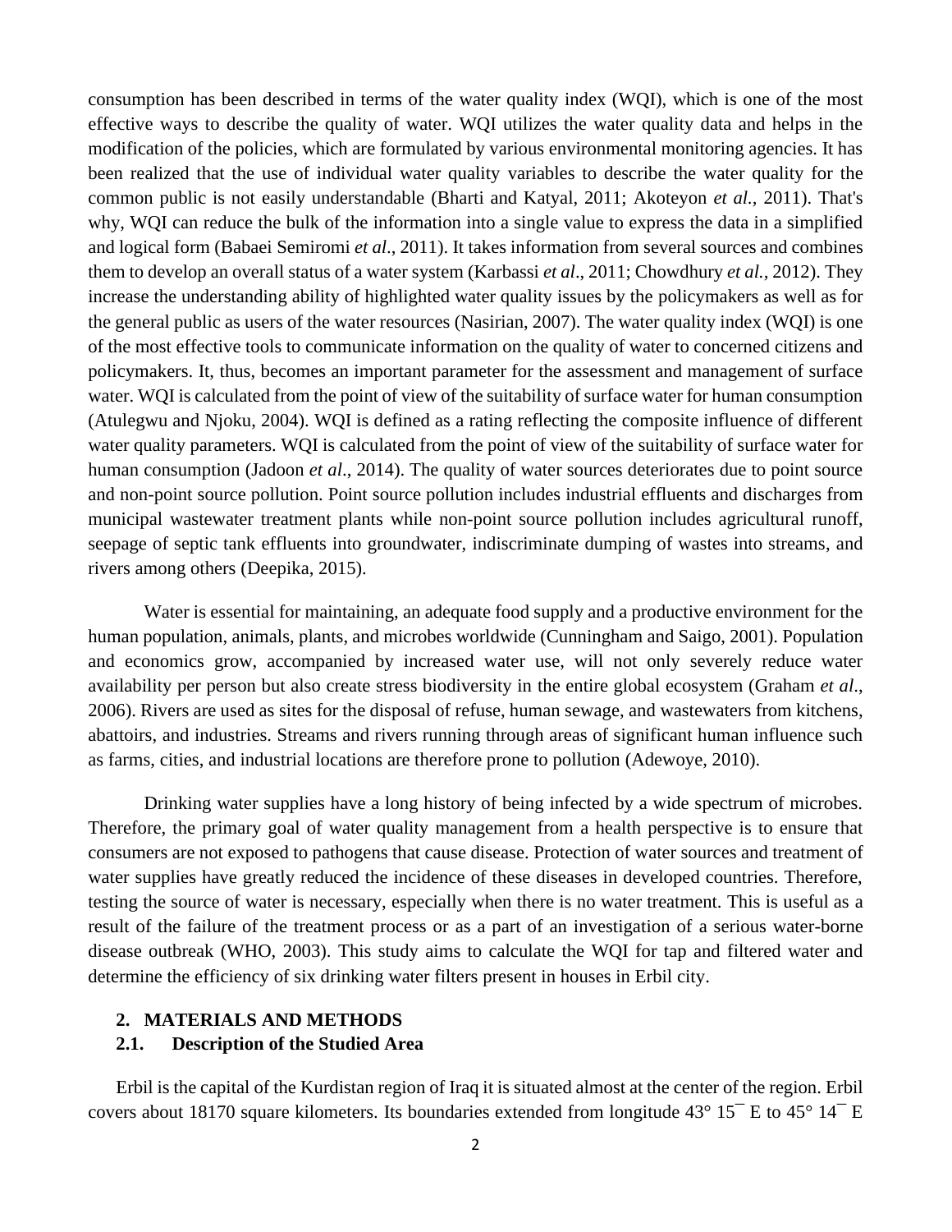consumption has been described in terms of the water quality index (WQI), which is one of the most effective ways to describe the quality of water. WQI utilizes the water quality data and helps in the modification of the policies, which are formulated by various environmental monitoring agencies. It has been realized that the use of individual water quality variables to describe the water quality for the common public is not easily understandable (Bharti and Katyal, 2011; Akoteyon *et al.,* 2011). That's why, WQI can reduce the bulk of the information into a single value to express the data in a simplified and logical form (Babaei Semiromi *et al*., 2011). It takes information from several sources and combines them to develop an overall status of a water system (Karbassi *et al*., 2011; Chowdhury *et al.,* 2012). They increase the understanding ability of highlighted water quality issues by the policymakers as well as for the general public as users of the water resources (Nasirian, 2007). The water quality index (WQI) is one of the most effective tools to communicate information on the quality of water to concerned citizens and policymakers. It, thus, becomes an important parameter for the assessment and management of surface water. WQI is calculated from the point of view of the suitability of surface water for human consumption (Atulegwu and Njoku, 2004). WQI is defined as a rating reflecting the composite influence of different water quality parameters. WQI is calculated from the point of view of the suitability of surface water for human consumption (Jadoon *et al*., 2014). The quality of water sources deteriorates due to point source and non-point source pollution. Point source pollution includes industrial effluents and discharges from municipal wastewater treatment plants while non-point source pollution includes agricultural runoff, seepage of septic tank effluents into groundwater, indiscriminate dumping of wastes into streams, and rivers among others (Deepika, 2015).

Water is essential for maintaining, an adequate food supply and a productive environment for the human population, animals, plants, and microbes worldwide (Cunningham and Saigo, 2001). Population and economics grow, accompanied by increased water use, will not only severely reduce water availability per person but also create stress biodiversity in the entire global ecosystem (Graham *et al*., 2006). Rivers are used as sites for the disposal of refuse, human sewage, and wastewaters from kitchens, abattoirs, and industries. Streams and rivers running through areas of significant human influence such as farms, cities, and industrial locations are therefore prone to pollution (Adewoye, 2010).

Drinking water supplies have a long history of being infected by a wide spectrum of microbes. Therefore, the primary goal of water quality management from a health perspective is to ensure that consumers are not exposed to pathogens that cause disease. Protection of water sources and treatment of water supplies have greatly reduced the incidence of these diseases in developed countries. Therefore, testing the source of water is necessary, especially when there is no water treatment. This is useful as a result of the failure of the treatment process or as a part of an investigation of a serious water-borne disease outbreak (WHO, 2003). This study aims to calculate the WQI for tap and filtered water and determine the efficiency of six drinking water filters present in houses in Erbil city.

## 2. MATERIALS AND METHODS

### 2.1. Description of the Studied Area

Erbil is the capital of the Kurdistan region of Iraq it is situated almost at the center of the region. Erbil covers about 18170 square kilometers. Its boundaries extended from longitude 43° 15¯ E to 45° 14¯ E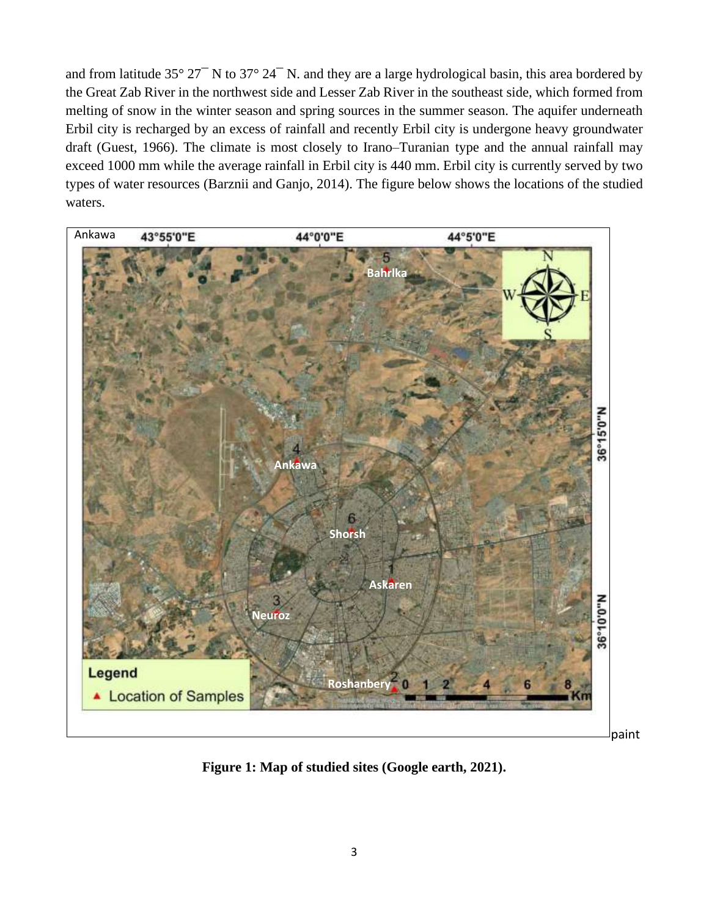and from latitude 35° 27¯ N to 37° 24¯ N. and they are a large hydrological basin, this area bordered by the Great Zab River in the northwest side and Lesser Zab River in the southeast side, which formed from melting of snow in the winter season and spring sources in the summer season. The aquifer underneath Erbil city is recharged by an excess of rainfall and recently Erbil city is undergone heavy groundwater draft (Guest, 1966). The climate is most closely to Irano–Turanian type and the annual rainfall may exceed 1000 mm while the average rainfall in Erbil city is 440 mm. Erbil city is currently served by two types of water resources (Barznii and Ganjo, 2014). The figure below shows the locations of the studied waters.

**Figure 1: Map of studied sites (Google earth, 2021).**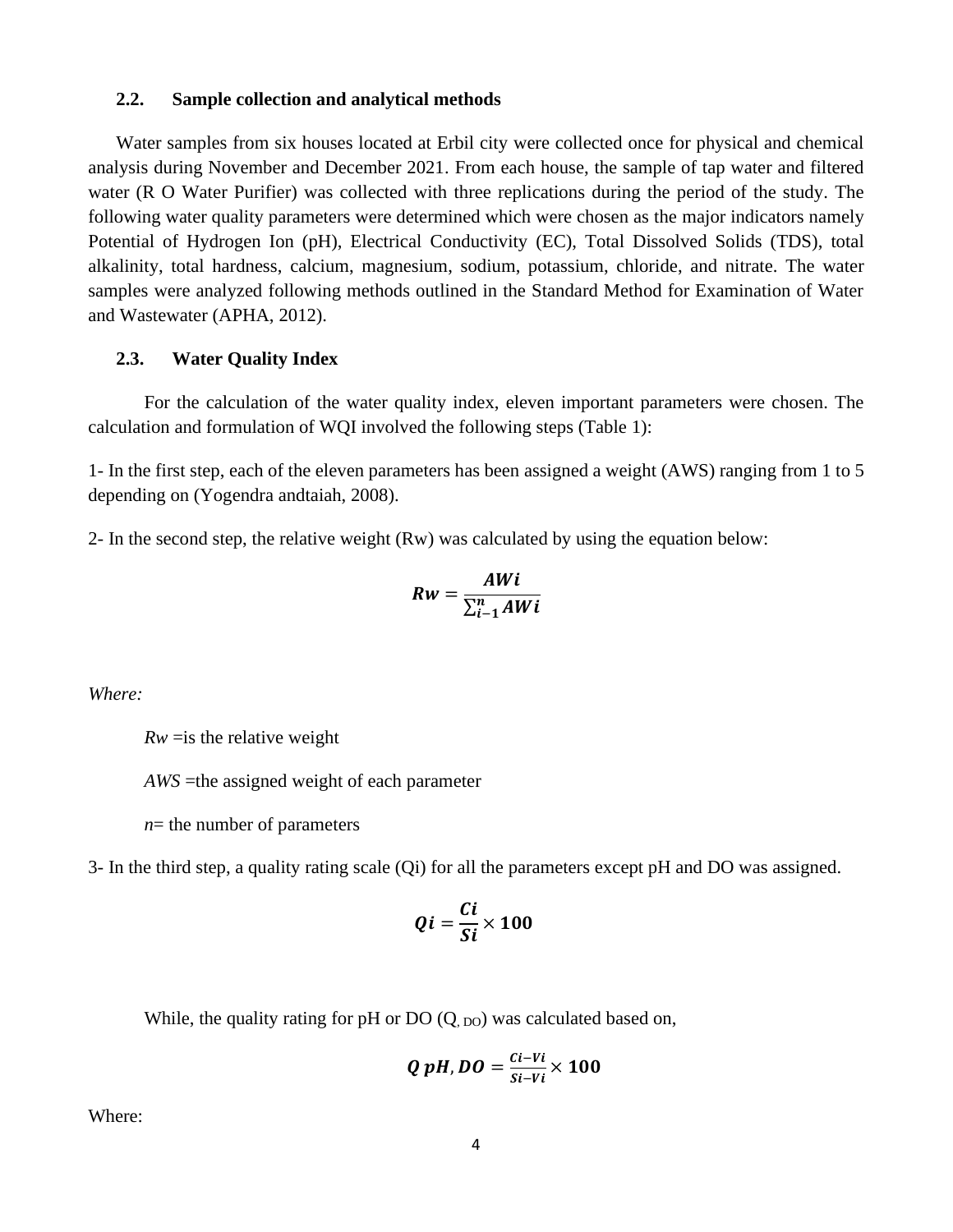### 2.2. Sample collection and analytical methods

Water samples from six houses located at Erbil city were collected once for physical and chemical analysis during November and December 2021. From each house, the sample of tap water and filtered water (R O Water Purifier) was collected with three replications during the period of the study. The following water quality parameters were determined which were chosen as the major indicators namely Potential of Hydrogen Ion (pH), Electrical Conductivity (EC), Total Dissolved Solids (TDS), total alkalinity, total hardness, calcium, magnesium, sodium, potassium, chloride, and nitrate. The water samples were analyzed following methods outlined in the Standard Method for Examination of Water and Wastewater (APHA, 2012).

### 2.3. Water Quality Index

For the calculation of the water quality index, eleven important parameters were chosen. The calculation and formulation of WQI involved the following steps (Table 1):

1- In the first step, each of the eleven parameters has been assigned a weight (AWS) ranging from 1 to 5 depending on (Yogendra andtaiah, 2008).

2- In the second step, the relative weight (Rw) was calculated by using the equation below:

$$\boldsymbol{Rw = \frac{AWi}{\sum_{i-1}^{n} AWi}}$$

*Where:*

*Rw* =is the relative weight

*AWS* =the assigned weight of each parameter

*n*= the number of parameters

3- In the third step, a quality rating scale (Qi) for all the parameters except pH and DO was assigned.

$$\boldsymbol{Qi = \frac{Ci}{Si} \times 100}$$

While, the quality rating for pH or DO ($Q_{,\,DO}$) was calculated based on,

$$\boldsymbol{Q\;pH, DO = \frac{Ci - Vi}{Si - Vi} \times 100}$$

Where: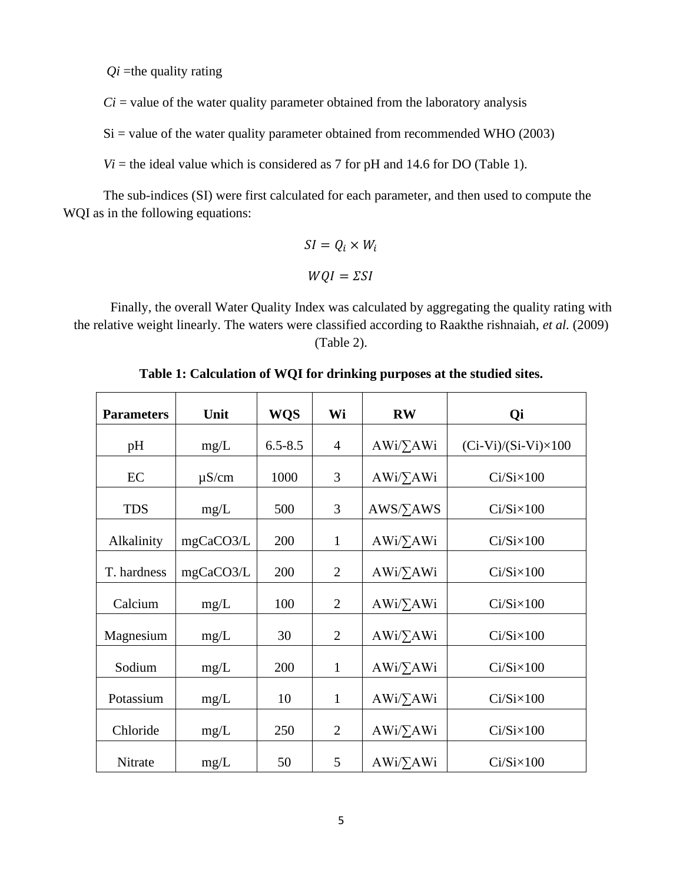$Qi$ =the quality rating

$Ci$ = value of the water quality parameter obtained from the laboratory analysis

Si = value of the water quality parameter obtained from recommended WHO (2003)

$Vi$ = the ideal value which is considered as 7 for pH and 14.6 for DO (Table 1).

The sub-indices (SI) were first calculated for each parameter, and then used to compute the WQI as in the following equations:

$$SI = Q_i \times W_i$$

$$WQI = \Sigma SI$$

Finally, the overall Water Quality Index was calculated by aggregating the quality rating with the relative weight linearly. The waters were classified according to Raakthe rishnaiah, *et al.* (2009) (Table 2).

**Table 1: Calculation of WQI for drinking purposes at the studied sites.**

| Parameters | Unit | WQS | Wi | RW | Qi |
|---|---|---|---|---|---|
| pH | mg/L | 6.5-8.5 | 4 | AWi/∑AWi | (Ci-Vi)/(Si-Vi)×100 |
| EC | µS/cm | 1000 | 3 | AWi/∑AWi | Ci/Si×100 |
| TDS | mg/L | 500 | 3 | AWS/∑AWS | Ci/Si×100 |
| Alkalinity | mgCaCO3/L | 200 | 1 | AWi/∑AWi | Ci/Si×100 |
| T. hardness | mgCaCO3/L | 200 | 2 | AWi/∑AWi | Ci/Si×100 |
| Calcium | mg/L | 100 | 2 | AWi/∑AWi | Ci/Si×100 |
| Magnesium | mg/L | 30 | 2 | AWi/∑AWi | Ci/Si×100 |
| Sodium | mg/L | 200 | 1 | AWi/∑AWi | Ci/Si×100 |
| Potassium | mg/L | 10 | 1 | AWi/∑AWi | Ci/Si×100 |
| Chloride | mg/L | 250 | 2 | AWi/∑AWi | Ci/Si×100 |
| Nitrate | mg/L | 50 | 5 | AWi/∑AWi | Ci/Si×100 |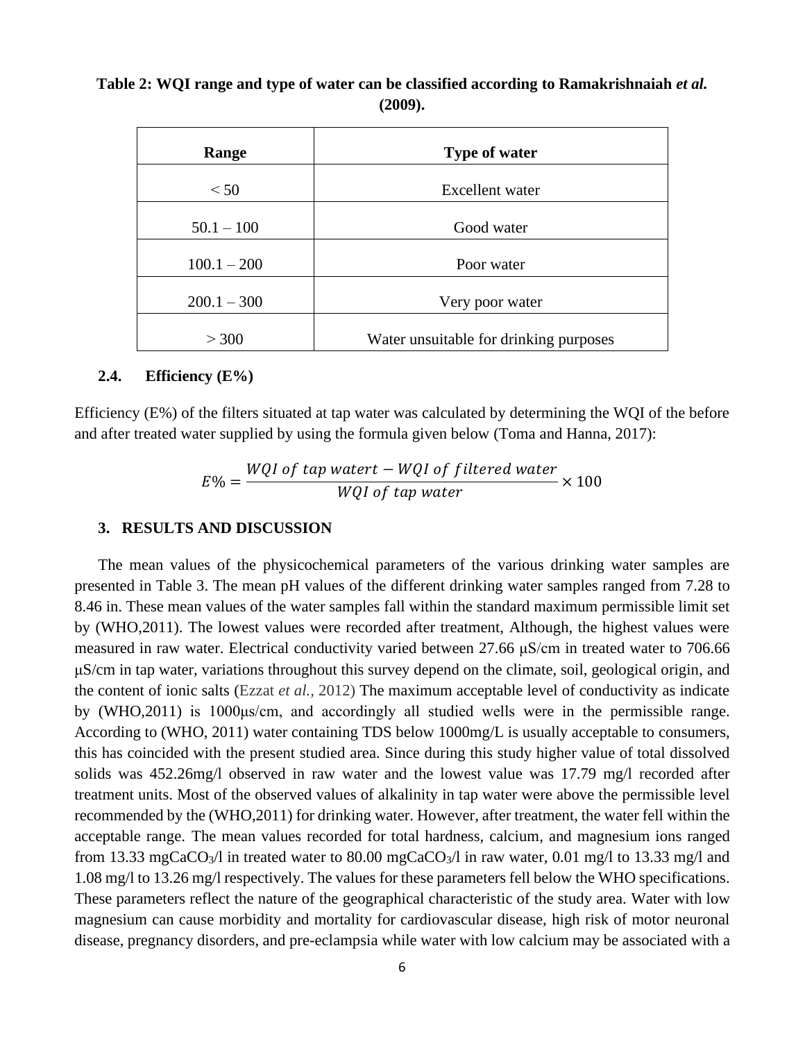**Table 2: WQI range and type of water can be classified according to Ramakrishnaiah *et al.* (2009).**

| Range | Type of water |
|---|---|
| < 50 | Excellent water |
| 50.1 – 100 | Good water |
| 100.1 – 200 | Poor water |
| 200.1 – 300 | Very poor water |
| > 300 | Water unsuitable for drinking purposes |

### 2.4. Efficiency (E%)

Efficiency (E%) of the filters situated at tap water was calculated by determining the WQI of the before and after treated water supplied by using the formula given below (Toma and Hanna, 2017):

$$E\% = \frac{WQI\ of\ tap\ watert - WQI\ of\ filtered\ water}{WQI\ of\ tap\ water} \times 100$$

## 3. RESULTS AND DISCUSSION

The mean values of the physicochemical parameters of the various drinking water samples are presented in Table 3. The mean pH values of the different drinking water samples ranged from 7.28 to 8.46 in. These mean values of the water samples fall within the standard maximum permissible limit set by (WHO,2011). The lowest values were recorded after treatment, Although, the highest values were measured in raw water. Electrical conductivity varied between 27.66 μS/cm in treated water to 706.66 μS/cm in tap water, variations throughout this survey depend on the climate, soil, geological origin, and the content of ionic salts (Ezzat *et al.,* 2012) The maximum acceptable level of conductivity as indicate by (WHO,2011) is 1000μs/cm, and accordingly all studied wells were in the permissible range. According to (WHO, 2011) water containing TDS below 1000mg/L is usually acceptable to consumers, this has coincided with the present studied area. Since during this study higher value of total dissolved solids was 452.26mg/l observed in raw water and the lowest value was 17.79 mg/l recorded after treatment units. Most of the observed values of alkalinity in tap water were above the permissible level recommended by the (WHO,2011) for drinking water. However, after treatment, the water fell within the acceptable range. The mean values recorded for total hardness, calcium, and magnesium ions ranged from 13.33 mg$CaCO_3$/l in treated water to 80.00 mg$CaCO_3$/l in raw water, 0.01 mg/l to 13.33 mg/l and 1.08 mg/l to 13.26 mg/l respectively. The values for these parameters fell below the WHO specifications. These parameters reflect the nature of the geographical characteristic of the study area. Water with low magnesium can cause morbidity and mortality for cardiovascular disease, high risk of motor neuronal disease, pregnancy disorders, and pre-eclampsia while water with low calcium may be associated with a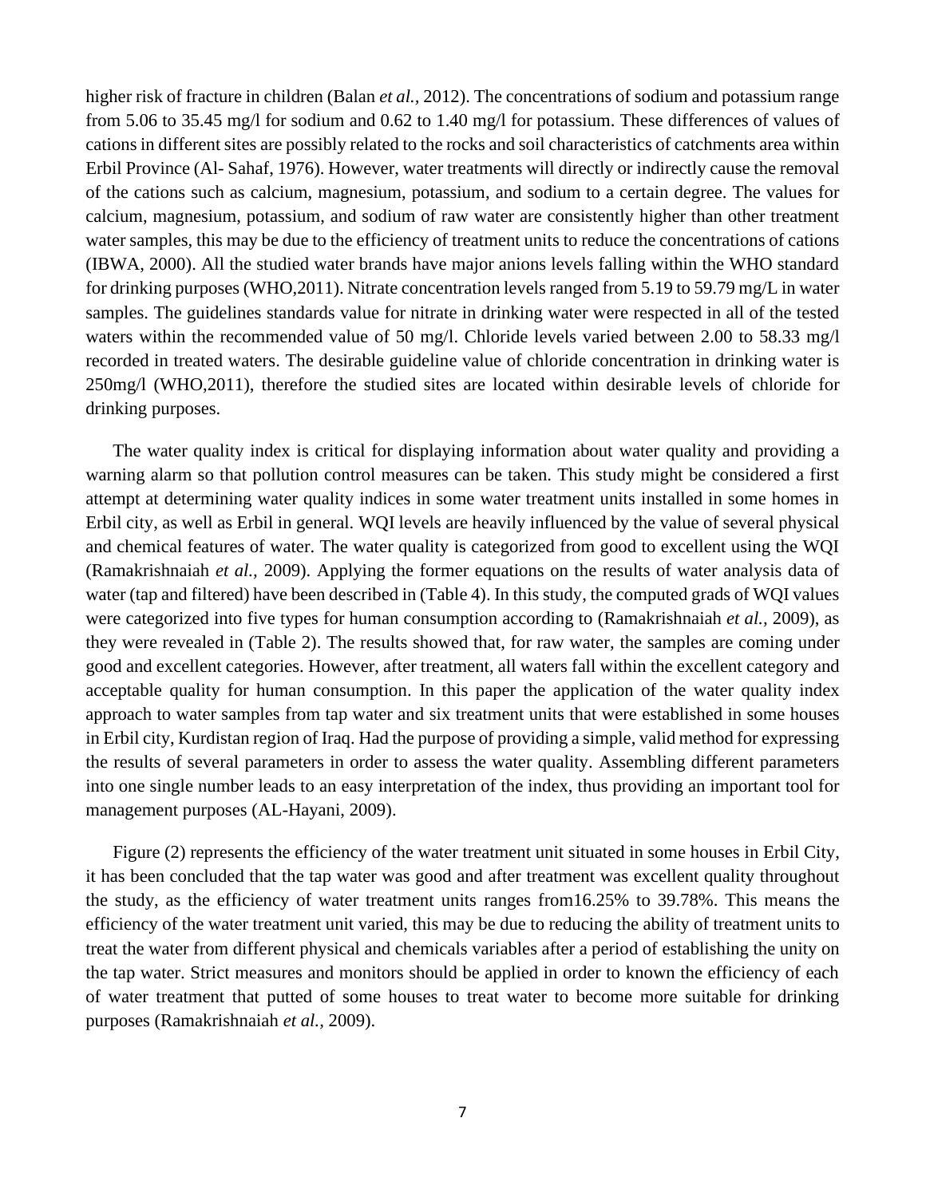higher risk of fracture in children (Balan *et al.*, 2012). The concentrations of sodium and potassium range from 5.06 to 35.45 mg/l for sodium and 0.62 to 1.40 mg/l for potassium. These differences of values of cations in different sites are possibly related to the rocks and soil characteristics of catchments area within Erbil Province (Al- Sahaf, 1976). However, water treatments will directly or indirectly cause the removal of the cations such as calcium, magnesium, potassium, and sodium to a certain degree. The values for calcium, magnesium, potassium, and sodium of raw water are consistently higher than other treatment water samples, this may be due to the efficiency of treatment units to reduce the concentrations of cations (IBWA, 2000). All the studied water brands have major anions levels falling within the WHO standard for drinking purposes (WHO,2011). Nitrate concentration levels ranged from 5.19 to 59.79 mg/L in water samples. The guidelines standards value for nitrate in drinking water were respected in all of the tested waters within the recommended value of 50 mg/l. Chloride levels varied between 2.00 to 58.33 mg/l recorded in treated waters. The desirable guideline value of chloride concentration in drinking water is 250mg/l (WHO,2011), therefore the studied sites are located within desirable levels of chloride for drinking purposes.

The water quality index is critical for displaying information about water quality and providing a warning alarm so that pollution control measures can be taken. This study might be considered a first attempt at determining water quality indices in some water treatment units installed in some homes in Erbil city, as well as Erbil in general. WQI levels are heavily influenced by the value of several physical and chemical features of water. The water quality is categorized from good to excellent using the WQI (Ramakrishnaiah *et al.*, 2009). Applying the former equations on the results of water analysis data of water (tap and filtered) have been described in (Table 4). In this study, the computed grads of WQI values were categorized into five types for human consumption according to (Ramakrishnaiah *et al.*, 2009), as they were revealed in (Table 2). The results showed that, for raw water, the samples are coming under good and excellent categories. However, after treatment, all waters fall within the excellent category and acceptable quality for human consumption. In this paper the application of the water quality index approach to water samples from tap water and six treatment units that were established in some houses in Erbil city, Kurdistan region of Iraq. Had the purpose of providing a simple, valid method for expressing the results of several parameters in order to assess the water quality. Assembling different parameters into one single number leads to an easy interpretation of the index, thus providing an important tool for management purposes (AL-Hayani, 2009).

Figure (2) represents the efficiency of the water treatment unit situated in some houses in Erbil City, it has been concluded that the tap water was good and after treatment was excellent quality throughout the study, as the efficiency of water treatment units ranges from16.25% to 39.78%. This means the efficiency of the water treatment unit varied, this may be due to reducing the ability of treatment units to treat the water from different physical and chemicals variables after a period of establishing the unity on the tap water. Strict measures and monitors should be applied in order to known the efficiency of each of water treatment that putted of some houses to treat water to become more suitable for drinking purposes (Ramakrishnaiah *et al.*, 2009).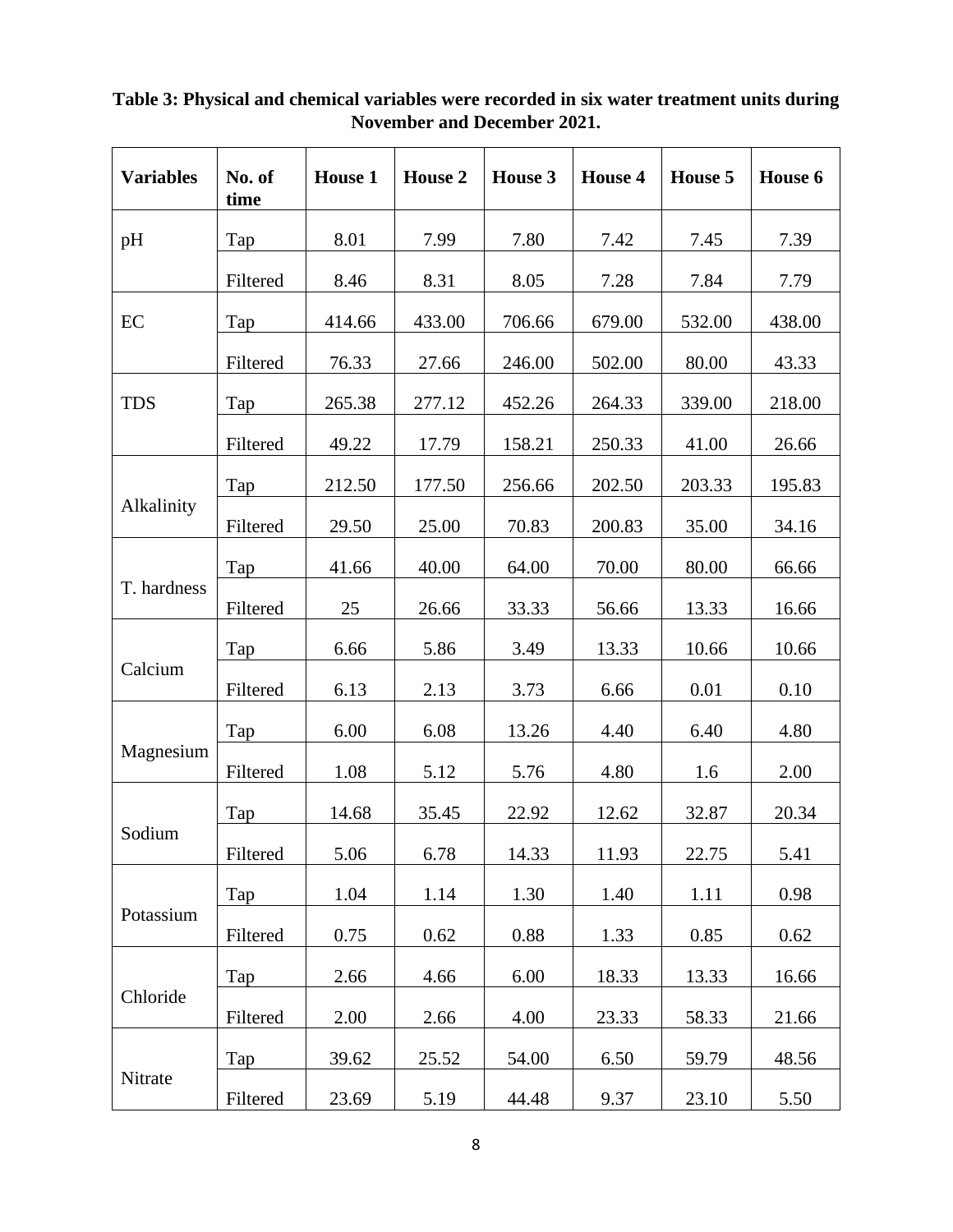**Table 3: Physical and chemical variables were recorded in six water treatment units during November and December 2021.**

| Variables | No. of time | House 1 | House 2 | House 3 | House 4 | House 5 | House 6 |
|---|---|---|---|---|---|---|---|
| pH | Tap | 8.01 | 7.99 | 7.80 | 7.42 | 7.45 | 7.39 |
| | Filtered | 8.46 | 8.31 | 8.05 | 7.28 | 7.84 | 7.79 |
| EC | Tap | 414.66 | 433.00 | 706.66 | 679.00 | 532.00 | 438.00 |
| | Filtered | 76.33 | 27.66 | 246.00 | 502.00 | 80.00 | 43.33 |
| TDS | Tap | 265.38 | 277.12 | 452.26 | 264.33 | 339.00 | 218.00 |
| | Filtered | 49.22 | 17.79 | 158.21 | 250.33 | 41.00 | 26.66 |
| Alkalinity | Tap | 212.50 | 177.50 | 256.66 | 202.50 | 203.33 | 195.83 |
| | Filtered | 29.50 | 25.00 | 70.83 | 200.83 | 35.00 | 34.16 |
| T. hardness | Tap | 41.66 | 40.00 | 64.00 | 70.00 | 80.00 | 66.66 |
| | Filtered | 25 | 26.66 | 33.33 | 56.66 | 13.33 | 16.66 |
| Calcium | Tap | 6.66 | 5.86 | 3.49 | 13.33 | 10.66 | 10.66 |
| | Filtered | 6.13 | 2.13 | 3.73 | 6.66 | 0.01 | 0.10 |
| Magnesium | Tap | 6.00 | 6.08 | 13.26 | 4.40 | 6.40 | 4.80 |
| | Filtered | 1.08 | 5.12 | 5.76 | 4.80 | 1.6 | 2.00 |
| Sodium | Tap | 14.68 | 35.45 | 22.92 | 12.62 | 32.87 | 20.34 |
| | Filtered | 5.06 | 6.78 | 14.33 | 11.93 | 22.75 | 5.41 |
| Potassium | Tap | 1.04 | 1.14 | 1.30 | 1.40 | 1.11 | 0.98 |
| | Filtered | 0.75 | 0.62 | 0.88 | 1.33 | 0.85 | 0.62 |
| Chloride | Tap | 2.66 | 4.66 | 6.00 | 18.33 | 13.33 | 16.66 |
| | Filtered | 2.00 | 2.66 | 4.00 | 23.33 | 58.33 | 21.66 |
| Nitrate | Tap | 39.62 | 25.52 | 54.00 | 6.50 | 59.79 | 48.56 |
| | Filtered | 23.69 | 5.19 | 44.48 | 9.37 | 23.10 | 5.50 |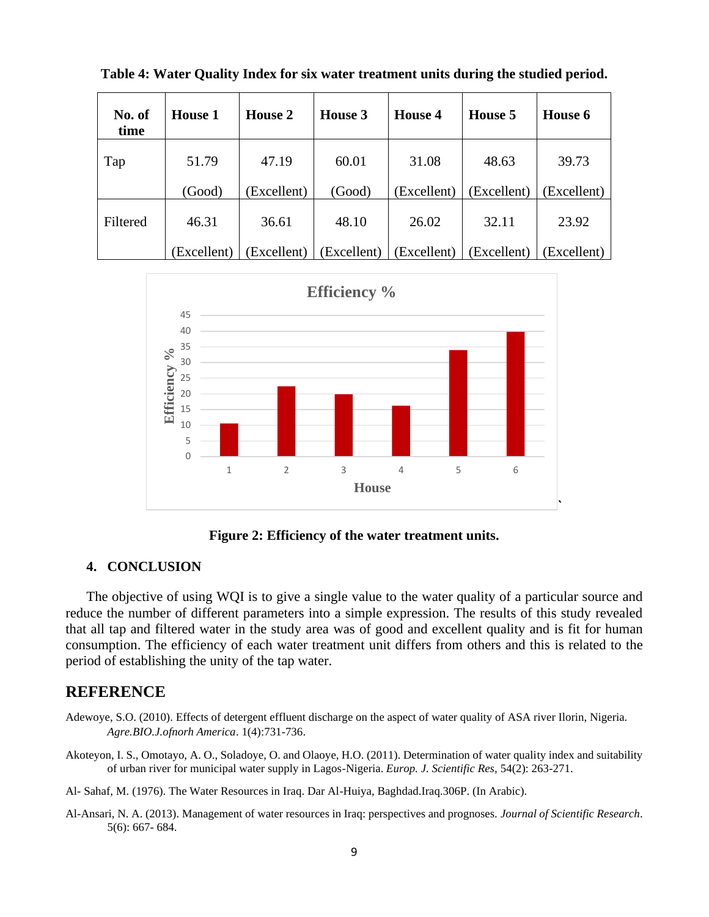**Table 4: Water Quality Index for six water treatment units during the studied period.**

| No. of time | House 1 | House 2 | House 3 | House 4 | House 5 | House 6 |
|---|---|---|---|---|---|---|
| Tap | 51.79 (Good) | 47.19 (Excellent) | 60.01 (Good) | 31.08 (Excellent) | 48.63 (Excellent) | 39.73 (Excellent) |
| Filtered | 46.31 (Excellent) | 36.61 (Excellent) | 48.10 (Excellent) | 26.02 (Excellent) | 32.11 (Excellent) | 23.92 (Excellent) |

**Figure 2: Efficiency of the water treatment units.**

## 4. CONCLUSION

The objective of using WQI is to give a single value to the water quality of a particular source and reduce the number of different parameters into a simple expression. The results of this study revealed that all tap and filtered water in the study area was of good and excellent quality and is fit for human consumption. The efficiency of each water treatment unit differs from others and this is related to the period of establishing the unity of the tap water.

## REFERENCE

Adewoye, S.O. (2010). Effects of detergent effluent discharge on the aspect of water quality of ASA river Ilorin, Nigeria. *Agre.BIO.J.ofnorh America*. 1(4):731-736.

Akoteyon, I. S., Omotayo, A. O., Soladoye, O. and Olaoye, H.O. (2011). Determination of water quality index and suitability of urban river for municipal water supply in Lagos-Nigeria. *Europ. J. Scientific Res,* 54(2): 263-271.

Al- Sahaf, M. (1976). The Water Resources in Iraq. Dar Al-Huiya, Baghdad.Iraq.306P. (In Arabic).

Al-Ansari, N. A. (2013). Management of water resources in Iraq: perspectives and prognoses. *Journal of Scientific Research*. 5(6): 667- 684.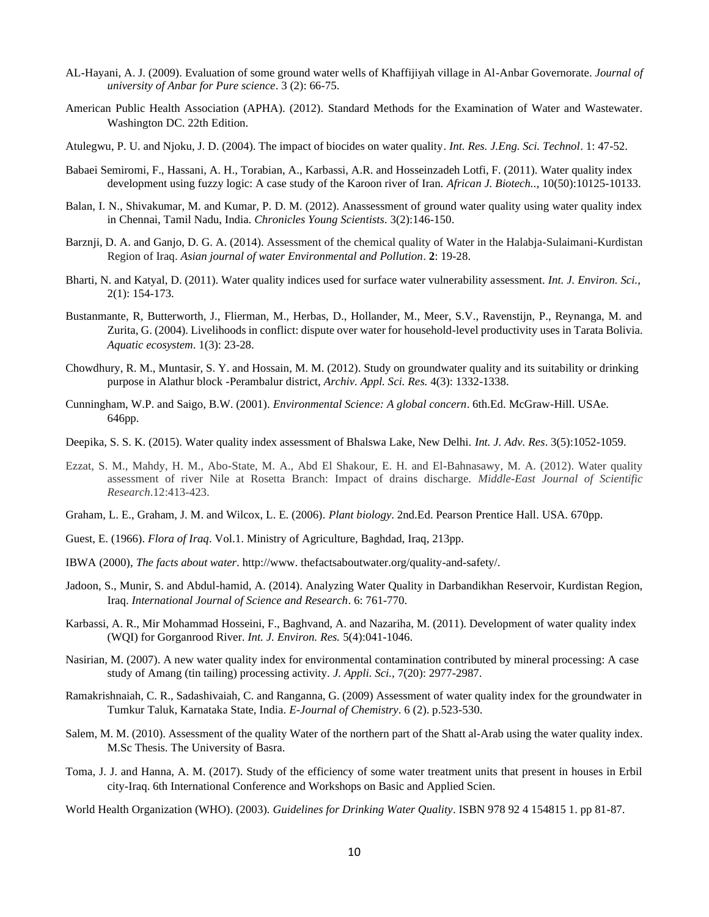AL-Hayani, A. J. (2009). Evaluation of some ground water wells of Khaffijiyah village in Al-Anbar Governorate. *Journal of university of Anbar for Pure science*. 3 (2): 66-75.

American Public Health Association (APHA). (2012). Standard Methods for the Examination of Water and Wastewater. Washington DC. 22th Edition.

Atulegwu, P. U. and Njoku, J. D. (2004). The impact of biocides on water quality. *Int. Res. J.Eng. Sci. Technol*. 1: 47-52.

Babaei Semiromi, F., Hassani, A. H., Torabian, A., Karbassi, A.R. and Hosseinzadeh Lotfi, F. (2011). Water quality index development using fuzzy logic: A case study of the Karoon river of Iran. *African J. Biotech..*, 10(50):10125-10133.

Balan, I. N., Shivakumar, M. and Kumar, P. D. M. (2012). Anassessment of ground water quality using water quality index in Chennai, Tamil Nadu, India. *Chronicles Young Scientists.* 3(2):146-150.

Barznji, D. A. and Ganjo, D. G. A. (2014). Assessment of the chemical quality of Water in the Halabja-Sulaimani-Kurdistan Region of Iraq. *Asian journal of water Environmental and Pollution*. **2**: 19-28.

Bharti, N. and Katyal, D. (2011). Water quality indices used for surface water vulnerability assessment. *Int. J. Environ. Sci.,* 2(1): 154-173.

Bustanmante, R, Butterworth, J., Flierman, M., Herbas, D., Hollander, M., Meer, S.V., Ravenstijn, P., Reynanga, M. and Zurita, G. (2004). Livelihoods in conflict: dispute over water for household-level productivity uses in Tarata Bolivia. *Aquatic ecosystem*. 1(3): 23-28.

Chowdhury, R. M., Muntasir, S. Y. and Hossain, M. M. (2012). Study on groundwater quality and its suitability or drinking purpose in Alathur block -Perambalur district, *Archiv. Appl. Sci. Res.* 4(3): 1332-1338.

Cunningham, W.P. and Saigo, B.W. (2001). *Environmental Science: A global concern*. 6th.Ed. McGraw-Hill. USAe. 646pp.

Deepika, S. S. K. (2015). Water quality index assessment of Bhalswa Lake, New Delhi. *Int. J. Adv. Res*. 3(5):1052-1059.

Ezzat, S. M., Mahdy, H. M., Abo-State, M. A., Abd El Shakour, E. H. and El-Bahnasawy, M. A. (2012). Water quality assessment of river Nile at Rosetta Branch: Impact of drains discharge. *Middle-East Journal of Scientific Research*.12:413-423.

Graham, L. E., Graham, J. M. and Wilcox, L. E. (2006). *Plant biology*. 2nd.Ed. Pearson Prentice Hall. USA. 670pp.

Guest, E. (1966). *Flora of Iraq*. Vol.1. Ministry of Agriculture, Baghdad, Iraq, 213pp.

IBWA (2000), *The facts about water*. http://www. thefactsaboutwater.org/quality-and-safety/.

Jadoon, S., Munir, S. and Abdul-hamid, A. (2014). Analyzing Water Quality in Darbandikhan Reservoir, Kurdistan Region, Iraq. *International Journal of Science and Research*. 6: 761-770.

Karbassi, A. R., Mir Mohammad Hosseini, F., Baghvand, A. and Nazariha, M. (2011). Development of water quality index (WQI) for Gorganrood River. *Int. J. Environ. Res.* 5(4):041-1046.

Nasirian, M. (2007). A new water quality index for environmental contamination contributed by mineral processing: A case study of Amang (tin tailing) processing activity. *J. Appli. Sci.,* 7(20): 2977-2987.

Ramakrishnaiah, C. R., Sadashivaiah, C. and Ranganna, G. (2009) Assessment of water quality index for the groundwater in Tumkur Taluk, Karnataka State, India. *E-Journal of Chemistry*. 6 (2). p.523-530.

Salem, M. M. (2010). Assessment of the quality Water of the northern part of the Shatt al-Arab using the water quality index. M.Sc Thesis. The University of Basra.

Toma, J. J. and Hanna, A. M. (2017). Study of the efficiency of some water treatment units that present in houses in Erbil city-Iraq. 6th International Conference and Workshops on Basic and Applied Scien.

World Health Organization (WHO). (2003). *Guidelines for Drinking Water Quality*. ISBN 978 92 4 154815 1. pp 81-87.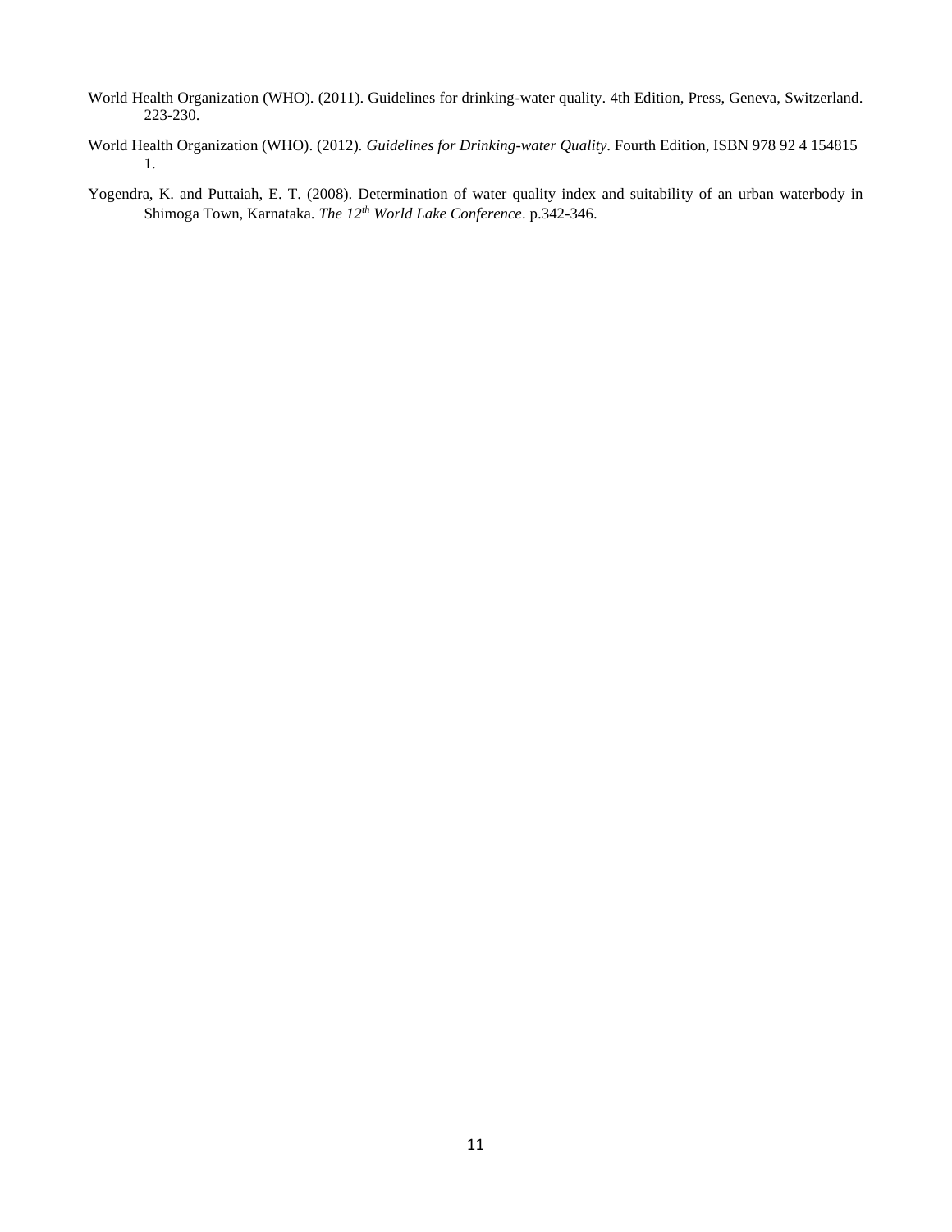World Health Organization (WHO). (2011). Guidelines for drinking-water quality. 4th Edition, Press, Geneva, Switzerland. 223-230.

World Health Organization (WHO). (2012). *Guidelines for Drinking-water Quality*. Fourth Edition, ISBN 978 92 4 154815 1.

Yogendra, K. and Puttaiah, E. T. (2008). Determination of water quality index and suitability of an urban waterbody in Shimoga Town, Karnataka. *The 12th World Lake Conference*. p.342-346.